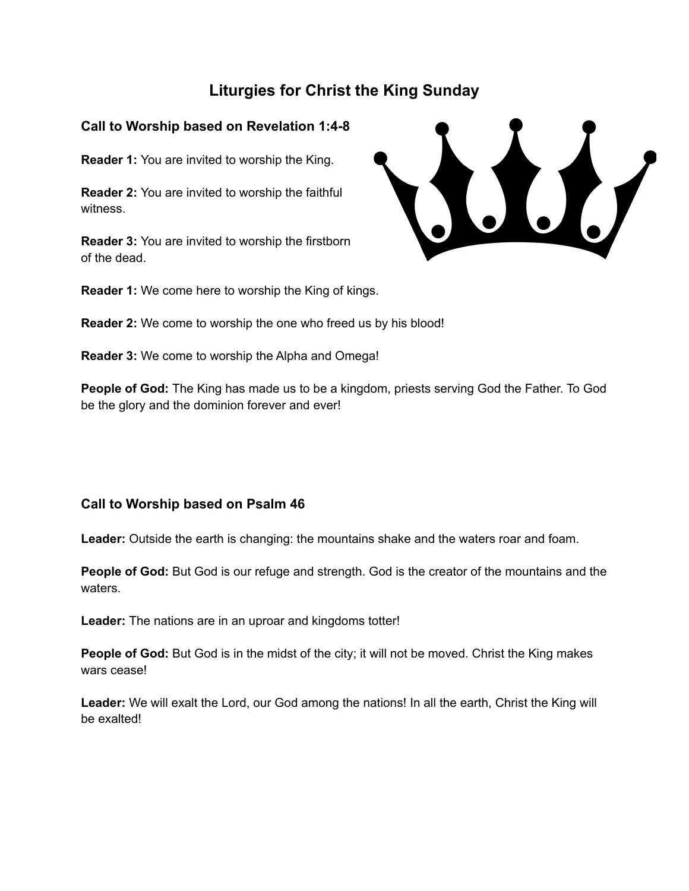# Liturgies for Christ the King Sunday

## Call to Worship based on Revelation 1:4-8

**Reader 1:** You are invited to worship the King.

**Reader 2:** You are invited to worship the faithful witness.

**Reader 3:** You are invited to worship the firstborn of the dead.

**Reader 1:** We come here to worship the King of kings.

**Reader 2:** We come to worship the one who freed us by his blood!

**Reader 3:** We come to worship the Alpha and Omega!

**People of God:** The King has made us to be a kingdom, priests serving God the Father. To God be the glory and the dominion forever and ever!

## Call to Worship based on Psalm 46

**Leader:** Outside the earth is changing: the mountains shake and the waters roar and foam.

**People of God:** But God is our refuge and strength. God is the creator of the mountains and the waters.

**Leader:** The nations are in an uproar and kingdoms totter!

**People of God:** But God is in the midst of the city; it will not be moved. Christ the King makes wars cease!

**Leader:** We will exalt the Lord, our God among the nations! In all the earth, Christ the King will be exalted!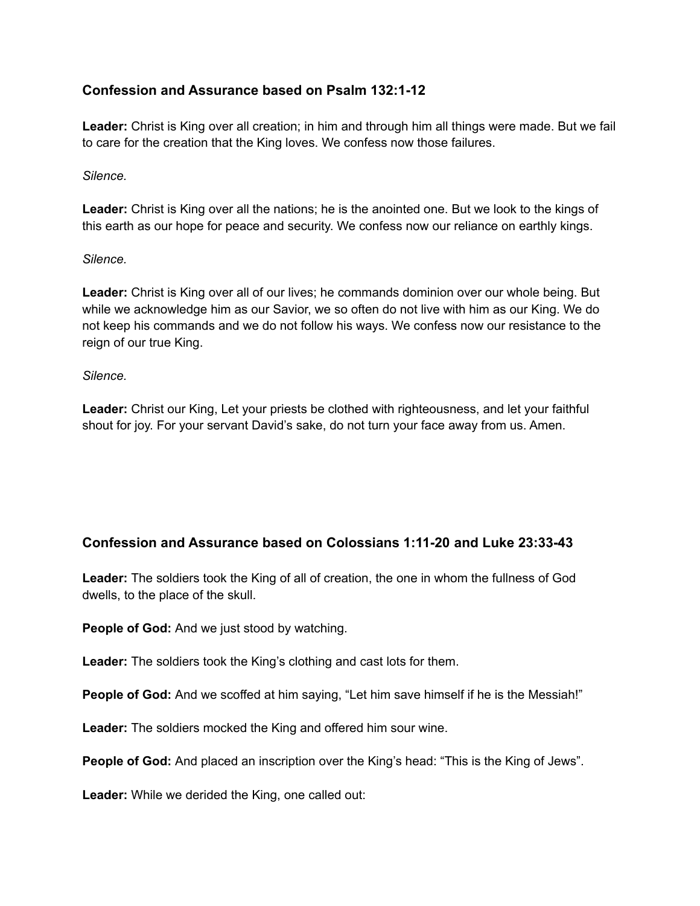### Confession and Assurance based on Psalm 132:1-12

**Leader:** Christ is King over all creation; in him and through him all things were made. But we fail to care for the creation that the King loves. We confess now those failures.

*Silence.*

**Leader:** Christ is King over all the nations; he is the anointed one. But we look to the kings of this earth as our hope for peace and security. We confess now our reliance on earthly kings.

*Silence.*

**Leader:** Christ is King over all of our lives; he commands dominion over our whole being. But while we acknowledge him as our Savior, we so often do not live with him as our King. We do not keep his commands and we do not follow his ways. We confess now our resistance to the reign of our true King.

*Silence.*

**Leader:** Christ our King, Let your priests be clothed with righteousness, and let your faithful shout for joy. For your servant David's sake, do not turn your face away from us. Amen.

### Confession and Assurance based on Colossians 1:11-20 and Luke 23:33-43

**Leader:** The soldiers took the King of all of creation, the one in whom the fullness of God dwells, to the place of the skull.

**People of God:** And we just stood by watching.

**Leader:** The soldiers took the King's clothing and cast lots for them.

**People of God:** And we scoffed at him saying, "Let him save himself if he is the Messiah!"

**Leader:** The soldiers mocked the King and offered him sour wine.

**People of God:** And placed an inscription over the King's head: "This is the King of Jews".

**Leader:** While we derided the King, one called out: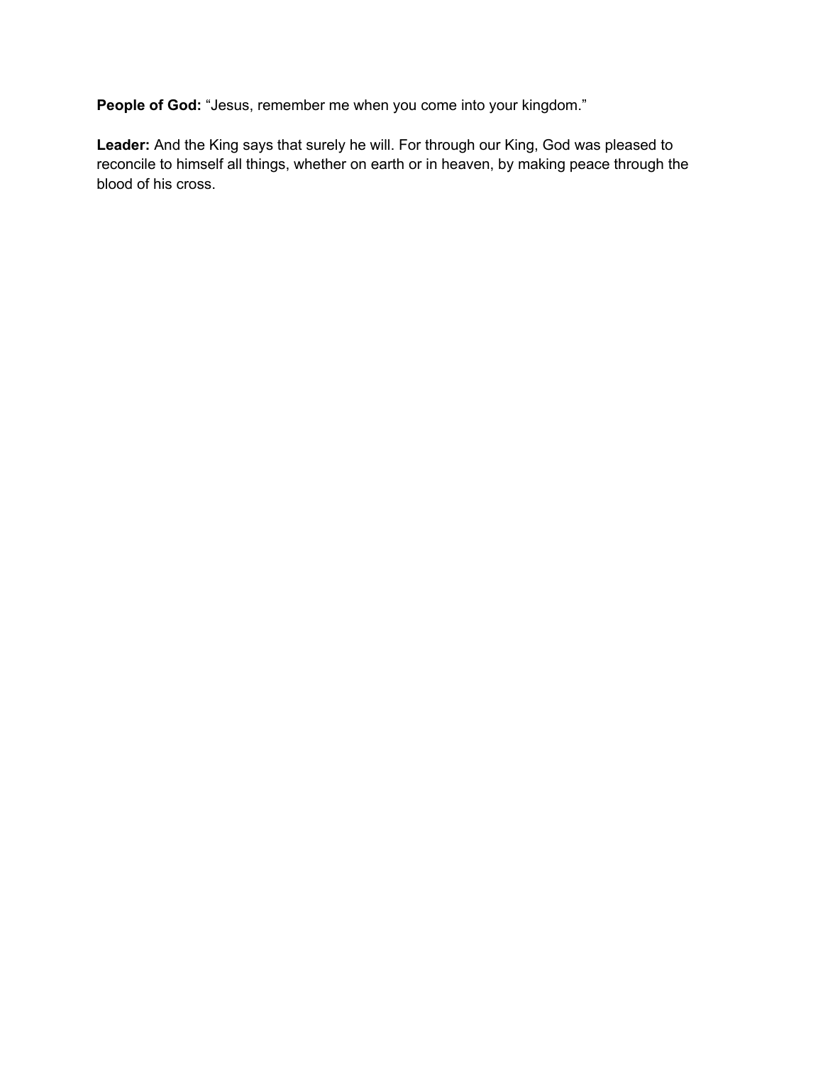**People of God:** "Jesus, remember me when you come into your kingdom."

**Leader:** And the King says that surely he will. For through our King, God was pleased to reconcile to himself all things, whether on earth or in heaven, by making peace through the blood of his cross.